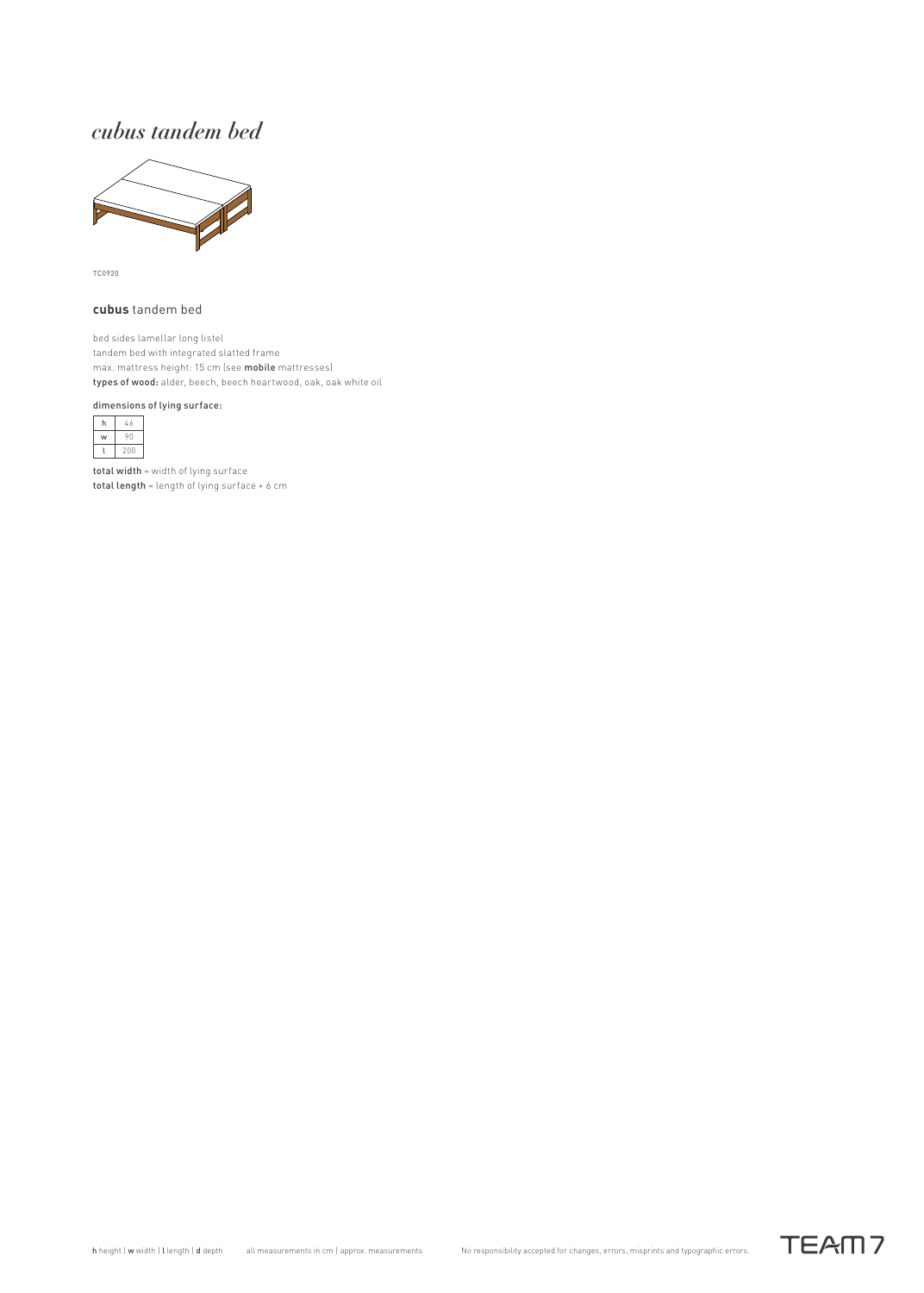# *cubus tandem bed*

TC0920

### **cubus** tandem bed

bed sides lamellar long listel
tandem bed with integrated slatted frame
max. mattress height: 15 cm (see **mobile** mattresses)
**types of wood:** alder, beech, beech heartwood, oak, oak white oil

**dimensions of lying surface:**

| | |
|---|---|
| h | 46 |
| w | 90 |
| l | 200 |

**total width** = width of lying surface
**total length** = length of lying surface + 6 cm

**h** height | **w** width | **l** length | **d** depth  all measurements in cm | approx. measurements  No responsibility accepted for changes, errors, misprints and typographic errors.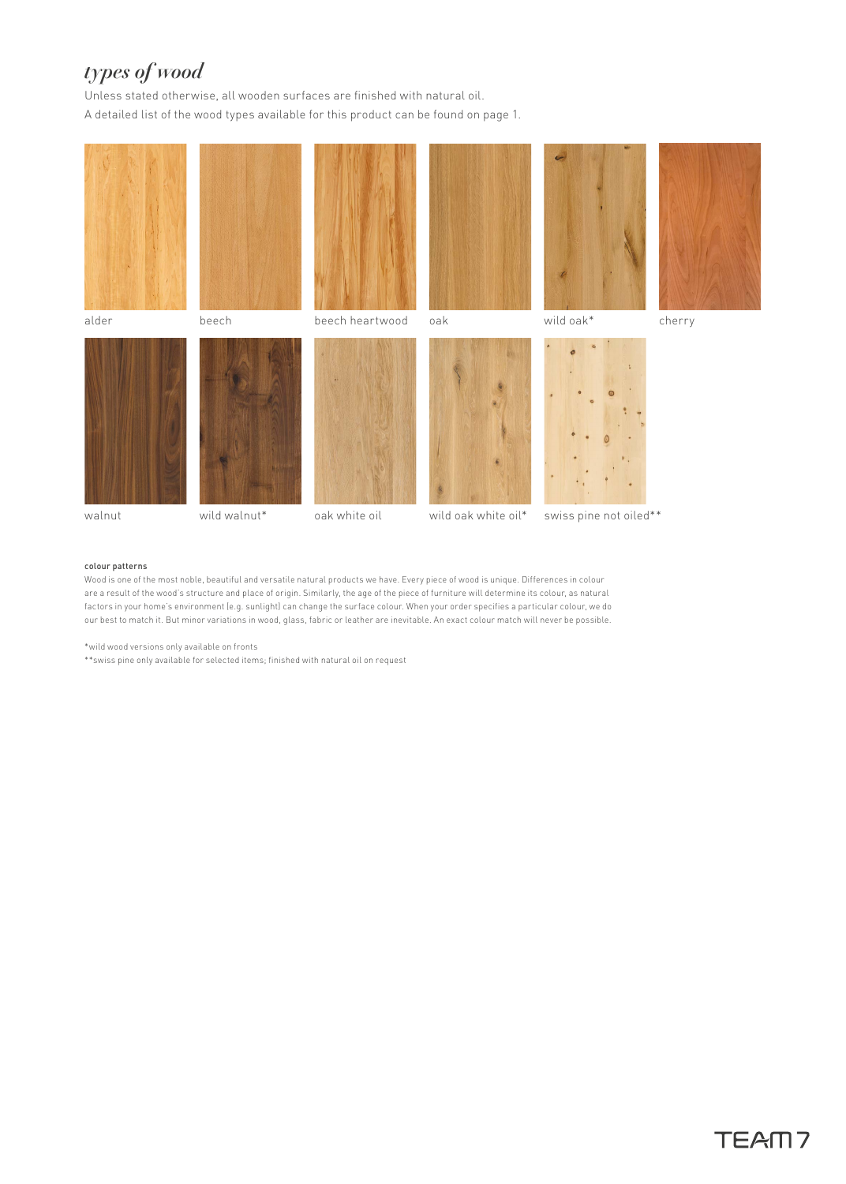# *types of wood*

Unless stated otherwise, all wooden surfaces are finished with natural oil.
A detailed list of the wood types available for this product can be found on page 1.

alder

beech

beech heartwood

oak

wild oak*

cherry

walnut

wild walnut*

oak white oil

wild oak white oil*

swiss pine not oiled**

**colour patterns**

Wood is one of the most noble, beautiful and versatile natural products we have. Every piece of wood is unique. Differences in colour are a result of the wood's structure and place of origin. Similarly, the age of the piece of furniture will determine its colour, as natural factors in your home's environment (e.g. sunlight) can change the surface colour. When your order specifies a particular colour, we do our best to match it. But minor variations in wood, glass, fabric or leather are inevitable. An exact colour match will never be possible.

*wild wood versions only available on fronts

**swiss pine only available for selected items; finished with natural oil on request